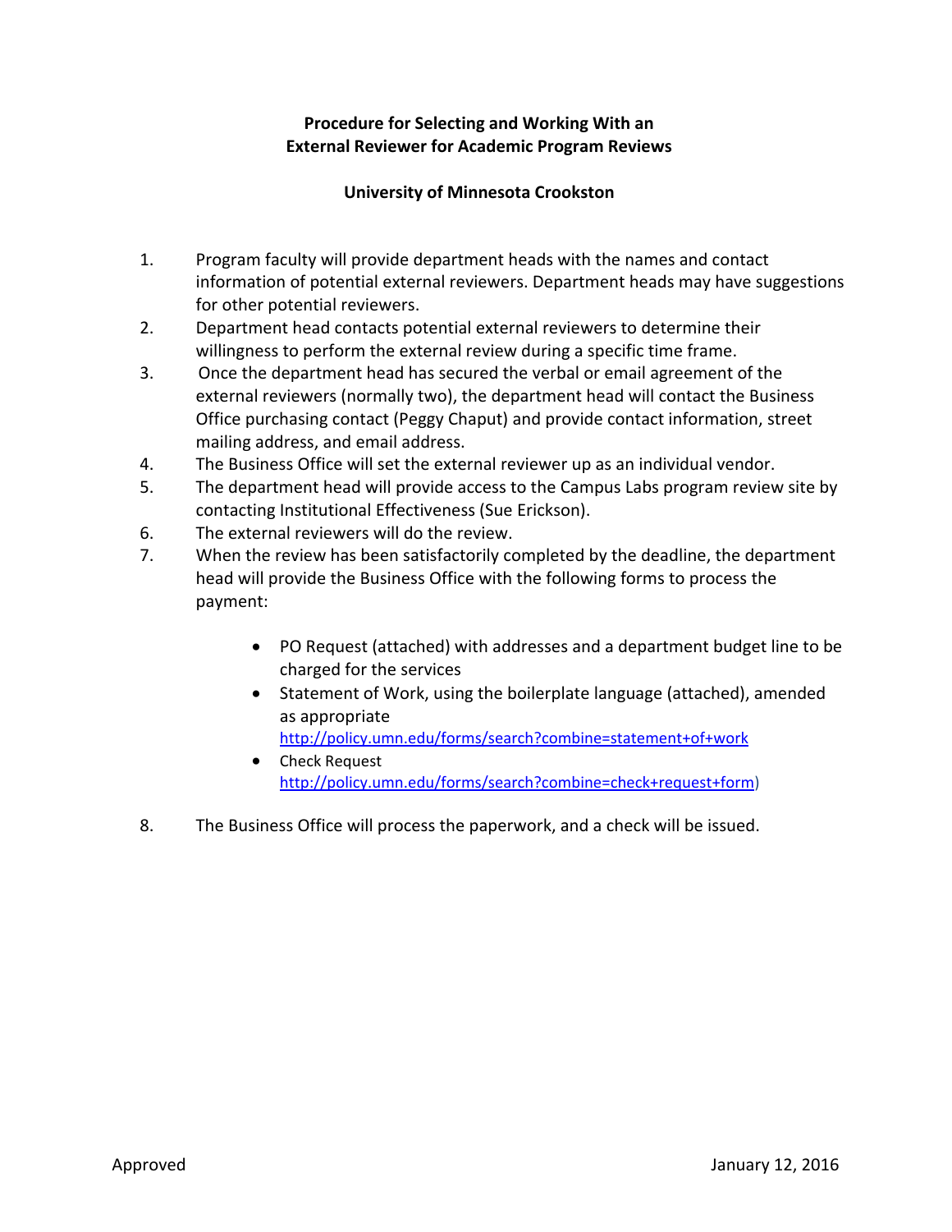**Procedure for Selecting and Working With an External Reviewer for Academic Program Reviews**

**University of Minnesota Crookston**

1. Program faculty will provide department heads with the names and contact information of potential external reviewers. Department heads may have suggestions for other potential reviewers.
2. Department head contacts potential external reviewers to determine their willingness to perform the external review during a specific time frame.
3. Once the department head has secured the verbal or email agreement of the external reviewers (normally two), the department head will contact the Business Office purchasing contact (Peggy Chaput) and provide contact information, street mailing address, and email address.
4. The Business Office will set the external reviewer up as an individual vendor.
5. The department head will provide access to the Campus Labs program review site by contacting Institutional Effectiveness (Sue Erickson).
6. The external reviewers will do the review.
7. When the review has been satisfactorily completed by the deadline, the department head will provide the Business Office with the following forms to process the payment:
   - PO Request (attached) with addresses and a department budget line to be charged for the services
   - Statement of Work, using the boilerplate language (attached), amended as appropriate http://policy.umn.edu/forms/search?combine=statement+of+work
   - Check Request http://policy.umn.edu/forms/search?combine=check+request+form)
8. The Business Office will process the paperwork, and a check will be issued.

Approved January 12, 2016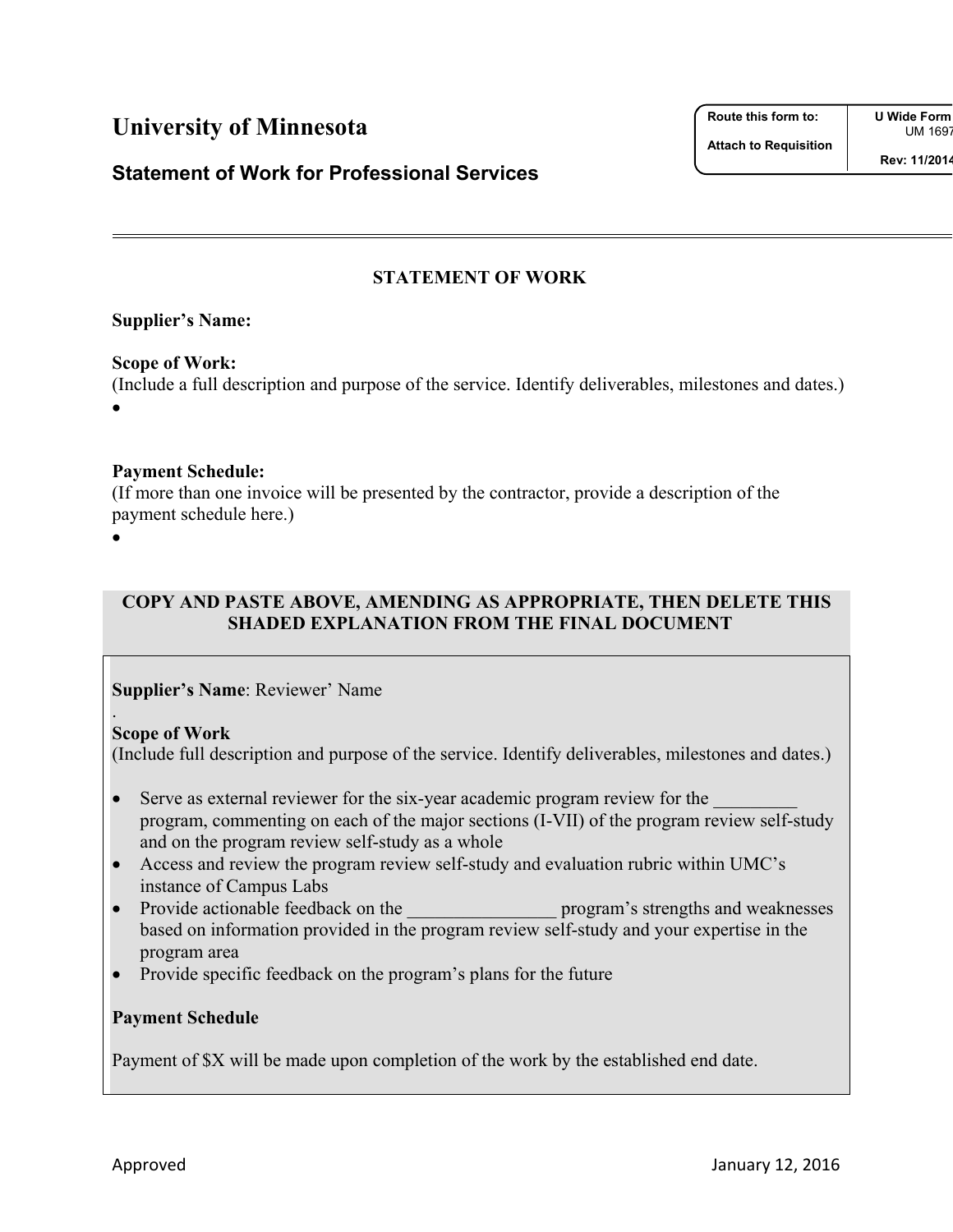# University of Minnesota

## Statement of Work for Professional Services

| Route this form to: | U Wide Form UM 1697 |
| --- | --- |
| Attach to Requisition | Rev: 11/2014 |

---

### STATEMENT OF WORK

**Supplier's Name:**

**Scope of Work:**
(Include a full description and purpose of the service. Identify deliverables, milestones and dates.)

- 

**Payment Schedule:**
(If more than one invoice will be presented by the contractor, provide a description of the payment schedule here.)

- 

**COPY AND PASTE ABOVE, AMENDING AS APPROPRIATE, THEN DELETE THIS SHADED EXPLANATION FROM THE FINAL DOCUMENT**

**Supplier's Name**: Reviewer' Name
.
**Scope of Work**
(Include full description and purpose of the service. Identify deliverables, milestones and dates.)

- Serve as external reviewer for the six-year academic program review for the _________ program, commenting on each of the major sections (I-VII) of the program review self-study and on the program review self-study as a whole
- Access and review the program review self-study and evaluation rubric within UMC's instance of Campus Labs
- Provide actionable feedback on the ________________ program's strengths and weaknesses based on information provided in the program review self-study and your expertise in the program area
- Provide specific feedback on the program's plans for the future

**Payment Schedule**

Payment of $X will be made upon completion of the work by the established end date.

Approved January 12, 2016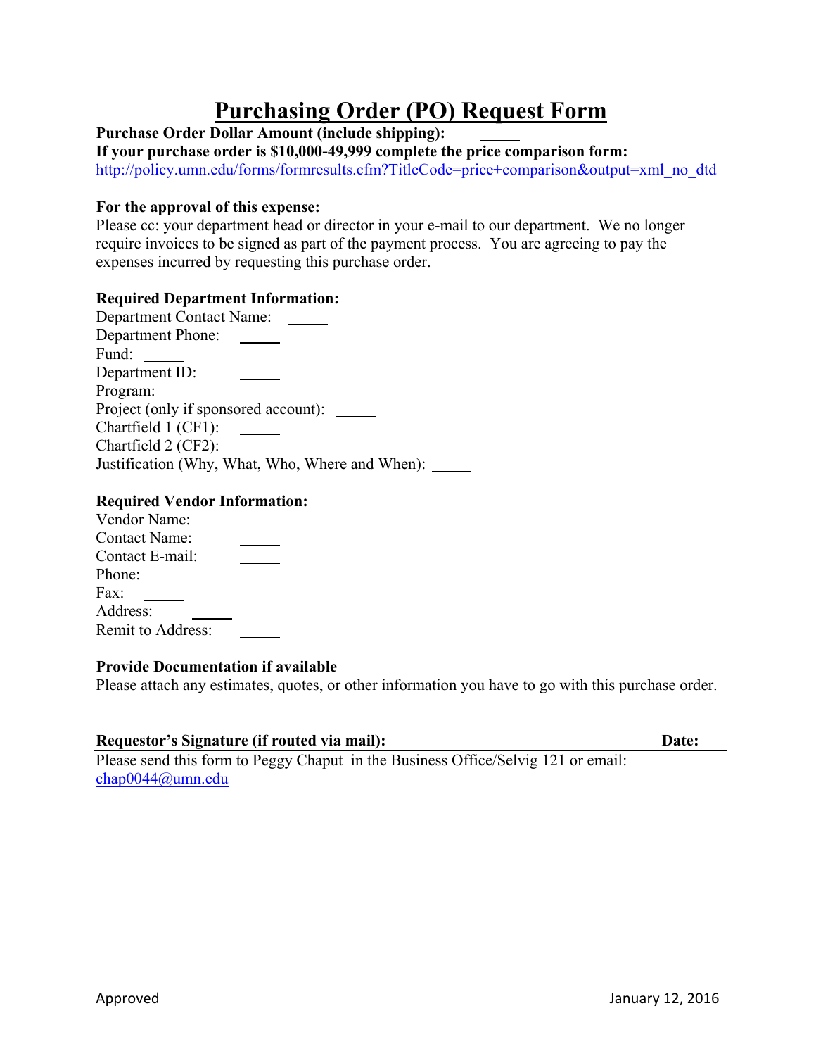# Purchasing Order (PO) Request Form

**Purchase Order Dollar Amount (include shipping):** _____

**If your purchase order is $10,000-49,999 complete the price comparison form:**
http://policy.umn.edu/forms/formresults.cfm?TitleCode=price+comparison&output=xml_no_dtd

**For the approval of this expense:**

Please cc: your department head or director in your e-mail to our department. We no longer require invoices to be signed as part of the payment process. You are agreeing to pay the expenses incurred by requesting this purchase order.

**Required Department Information:**

Department Contact Name: _____
Department Phone: _____
Fund: _____
Department ID: _____
Program: _____
Project (only if sponsored account): _____
Chartfield 1 (CF1): _____
Chartfield 2 (CF2): _____
Justification (Why, What, Who, Where and When): _____

**Required Vendor Information:**

Vendor Name: _____
Contact Name: _____
Contact E-mail: _____
Phone: _____
Fax: _____
Address: _____
Remit to Address: _____

**Provide Documentation if available**

Please attach any estimates, quotes, or other information you have to go with this purchase order.

**Requestor's Signature (if routed via mail):** **Date:**

Please send this form to Peggy Chaput in the Business Office/Selvig 121 or email: chap0044@umn.edu

Approved January 12, 2016